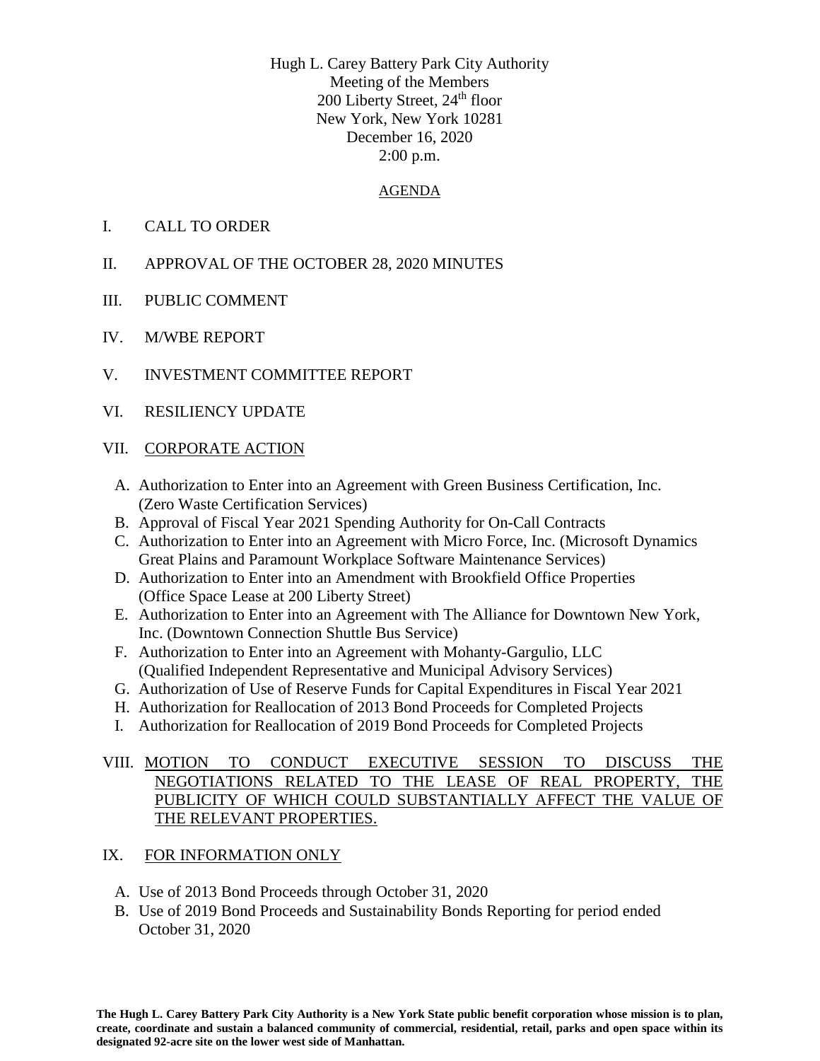Hugh L. Carey Battery Park City Authority
Meeting of the Members
200 Liberty Street, 24th floor
New York, New York 10281
December 16, 2020
2:00 p.m.

## AGENDA

I. CALL TO ORDER

II. APPROVAL OF THE OCTOBER 28, 2020 MINUTES

III. PUBLIC COMMENT

IV. M/WBE REPORT

V. INVESTMENT COMMITTEE REPORT

VI. RESILIENCY UPDATE

VII. CORPORATE ACTION

- A. Authorization to Enter into an Agreement with Green Business Certification, Inc. (Zero Waste Certification Services)
- B. Approval of Fiscal Year 2021 Spending Authority for On-Call Contracts
- C. Authorization to Enter into an Agreement with Micro Force, Inc. (Microsoft Dynamics Great Plains and Paramount Workplace Software Maintenance Services)
- D. Authorization to Enter into an Amendment with Brookfield Office Properties (Office Space Lease at 200 Liberty Street)
- E. Authorization to Enter into an Agreement with The Alliance for Downtown New York, Inc. (Downtown Connection Shuttle Bus Service)
- F. Authorization to Enter into an Agreement with Mohanty-Gargulio, LLC (Qualified Independent Representative and Municipal Advisory Services)
- G. Authorization of Use of Reserve Funds for Capital Expenditures in Fiscal Year 2021
- H. Authorization for Reallocation of 2013 Bond Proceeds for Completed Projects
- I. Authorization for Reallocation of 2019 Bond Proceeds for Completed Projects

VIII. MOTION TO CONDUCT EXECUTIVE SESSION TO DISCUSS THE NEGOTIATIONS RELATED TO THE LEASE OF REAL PROPERTY, THE PUBLICITY OF WHICH COULD SUBSTANTIALLY AFFECT THE VALUE OF THE RELEVANT PROPERTIES.

IX. FOR INFORMATION ONLY

- A. Use of 2013 Bond Proceeds through October 31, 2020
- B. Use of 2019 Bond Proceeds and Sustainability Bonds Reporting for period ended October 31, 2020

**The Hugh L. Carey Battery Park City Authority is a New York State public benefit corporation whose mission is to plan, create, coordinate and sustain a balanced community of commercial, residential, retail, parks and open space within its designated 92-acre site on the lower west side of Manhattan.**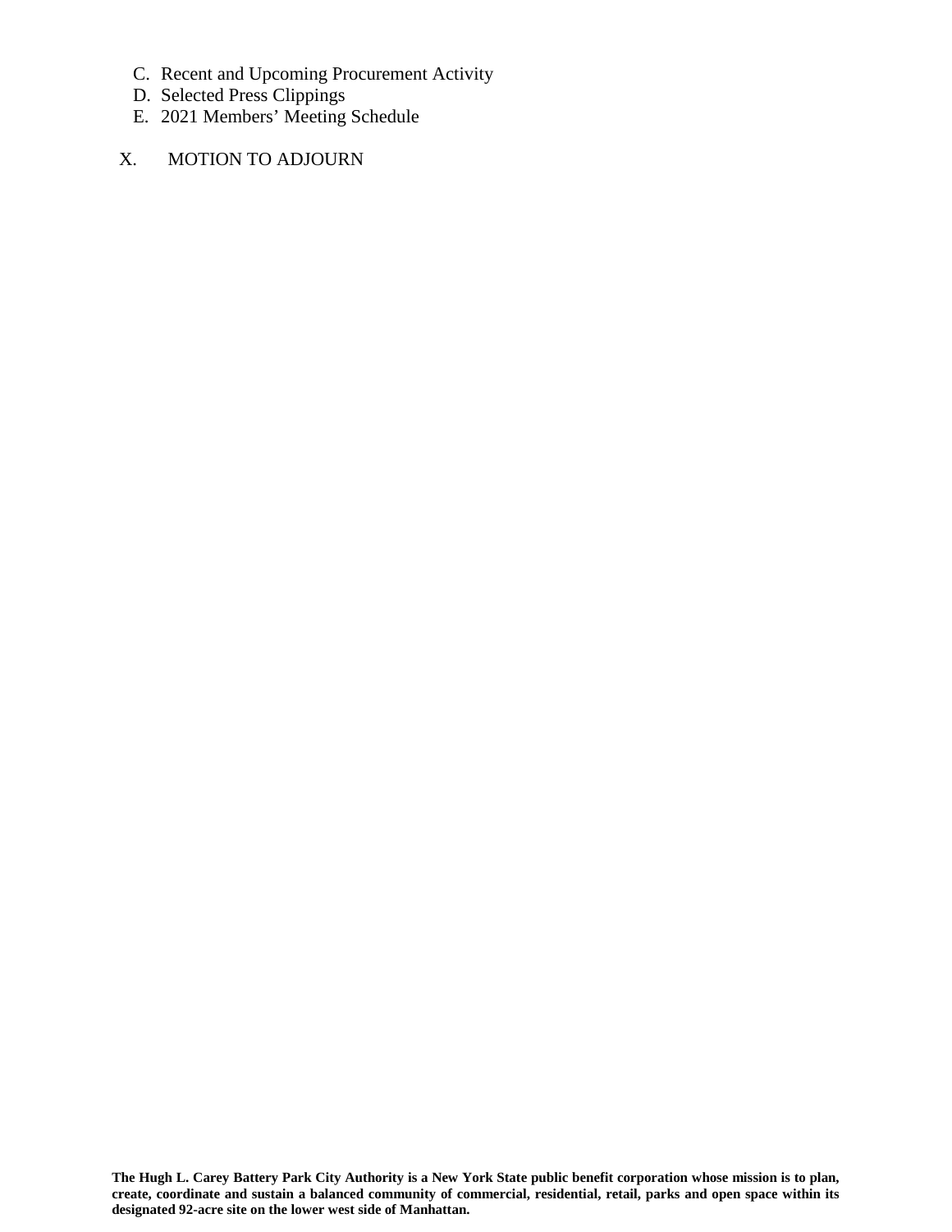C. Recent and Upcoming Procurement Activity
D. Selected Press Clippings
E. 2021 Members' Meeting Schedule

X. MOTION TO ADJOURN

**The Hugh L. Carey Battery Park City Authority is a New York State public benefit corporation whose mission is to plan, create, coordinate and sustain a balanced community of commercial, residential, retail, parks and open space within its designated 92-acre site on the lower west side of Manhattan.**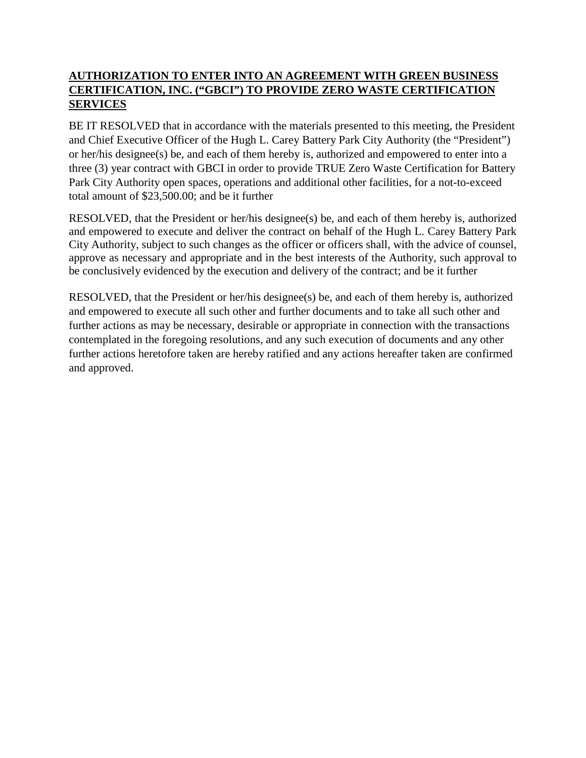**AUTHORIZATION TO ENTER INTO AN AGREEMENT WITH GREEN BUSINESS CERTIFICATION, INC. ("GBCI") TO PROVIDE ZERO WASTE CERTIFICATION SERVICES**

BE IT RESOLVED that in accordance with the materials presented to this meeting, the President and Chief Executive Officer of the Hugh L. Carey Battery Park City Authority (the "President") or her/his designee(s) be, and each of them hereby is, authorized and empowered to enter into a three (3) year contract with GBCI in order to provide TRUE Zero Waste Certification for Battery Park City Authority open spaces, operations and additional other facilities, for a not-to-exceed total amount of $23,500.00; and be it further

RESOLVED, that the President or her/his designee(s) be, and each of them hereby is, authorized and empowered to execute and deliver the contract on behalf of the Hugh L. Carey Battery Park City Authority, subject to such changes as the officer or officers shall, with the advice of counsel, approve as necessary and appropriate and in the best interests of the Authority, such approval to be conclusively evidenced by the execution and delivery of the contract; and be it further

RESOLVED, that the President or her/his designee(s) be, and each of them hereby is, authorized and empowered to execute all such other and further documents and to take all such other and further actions as may be necessary, desirable or appropriate in connection with the transactions contemplated in the foregoing resolutions, and any such execution of documents and any other further actions heretofore taken are hereby ratified and any actions hereafter taken are confirmed and approved.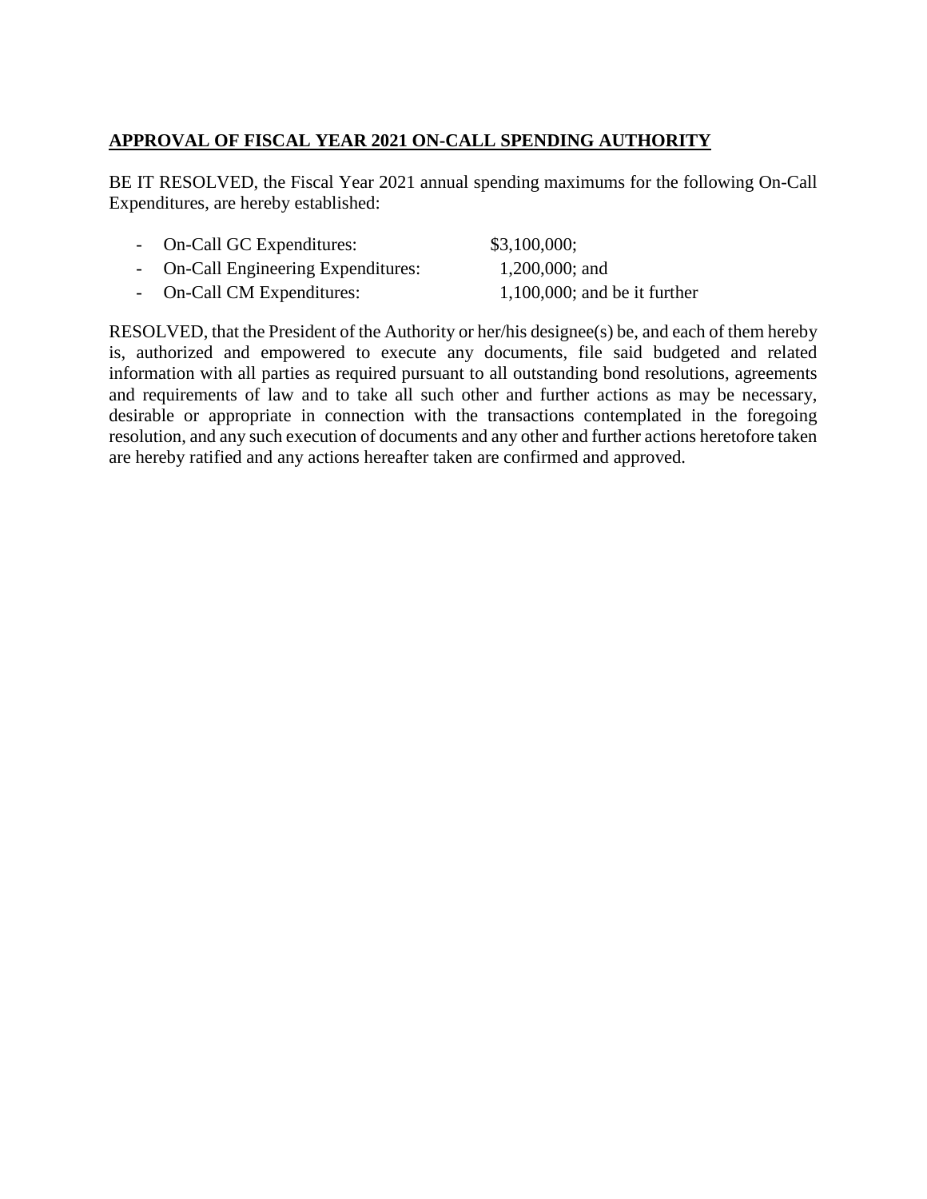**APPROVAL OF FISCAL YEAR 2021 ON-CALL SPENDING AUTHORITY**

BE IT RESOLVED, the Fiscal Year 2021 annual spending maximums for the following On-Call Expenditures, are hereby established:

- On-Call GC Expenditures: $3,100,000;
- On-Call Engineering Expenditures: 1,200,000; and
- On-Call CM Expenditures: 1,100,000; and be it further

RESOLVED, that the President of the Authority or her/his designee(s) be, and each of them hereby is, authorized and empowered to execute any documents, file said budgeted and related information with all parties as required pursuant to all outstanding bond resolutions, agreements and requirements of law and to take all such other and further actions as may be necessary, desirable or appropriate in connection with the transactions contemplated in the foregoing resolution, and any such execution of documents and any other and further actions heretofore taken are hereby ratified and any actions hereafter taken are confirmed and approved.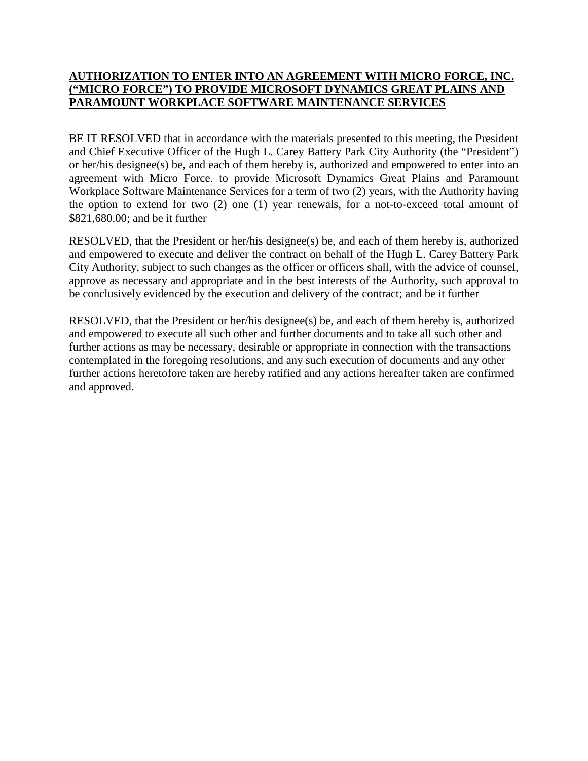**AUTHORIZATION TO ENTER INTO AN AGREEMENT WITH MICRO FORCE, INC. ("MICRO FORCE") TO PROVIDE MICROSOFT DYNAMICS GREAT PLAINS AND PARAMOUNT WORKPLACE SOFTWARE MAINTENANCE SERVICES**

BE IT RESOLVED that in accordance with the materials presented to this meeting, the President and Chief Executive Officer of the Hugh L. Carey Battery Park City Authority (the "President") or her/his designee(s) be, and each of them hereby is, authorized and empowered to enter into an agreement with Micro Force. to provide Microsoft Dynamics Great Plains and Paramount Workplace Software Maintenance Services for a term of two (2) years, with the Authority having the option to extend for two (2) one (1) year renewals, for a not-to-exceed total amount of $821,680.00; and be it further

RESOLVED, that the President or her/his designee(s) be, and each of them hereby is, authorized and empowered to execute and deliver the contract on behalf of the Hugh L. Carey Battery Park City Authority, subject to such changes as the officer or officers shall, with the advice of counsel, approve as necessary and appropriate and in the best interests of the Authority, such approval to be conclusively evidenced by the execution and delivery of the contract; and be it further

RESOLVED, that the President or her/his designee(s) be, and each of them hereby is, authorized and empowered to execute all such other and further documents and to take all such other and further actions as may be necessary, desirable or appropriate in connection with the transactions contemplated in the foregoing resolutions, and any such execution of documents and any other further actions heretofore taken are hereby ratified and any actions hereafter taken are confirmed and approved.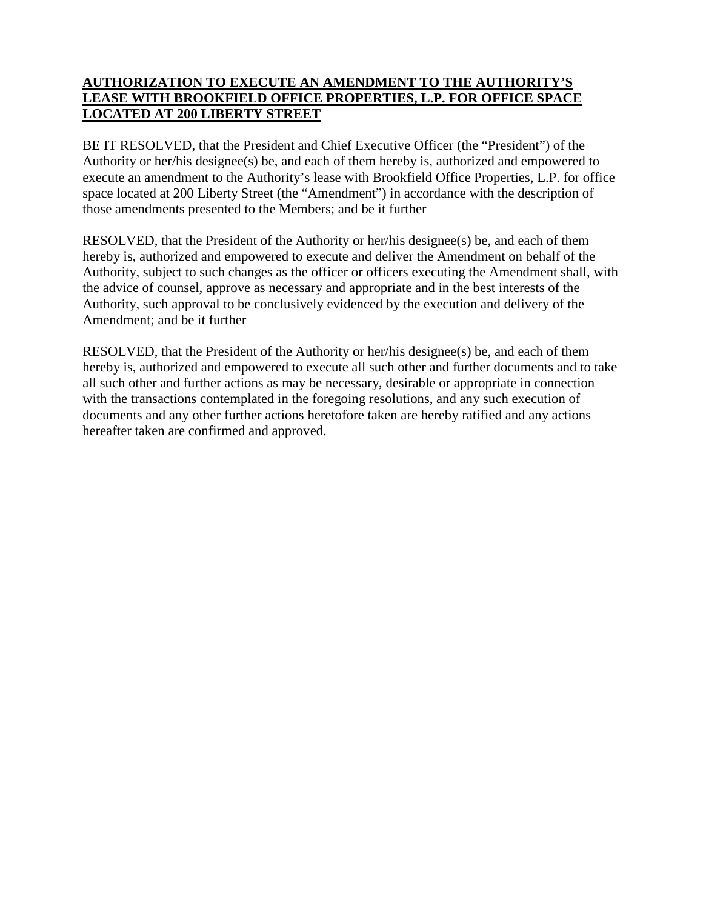**AUTHORIZATION TO EXECUTE AN AMENDMENT TO THE AUTHORITY'S LEASE WITH BROOKFIELD OFFICE PROPERTIES, L.P. FOR OFFICE SPACE LOCATED AT 200 LIBERTY STREET**

BE IT RESOLVED, that the President and Chief Executive Officer (the "President") of the Authority or her/his designee(s) be, and each of them hereby is, authorized and empowered to execute an amendment to the Authority's lease with Brookfield Office Properties, L.P. for office space located at 200 Liberty Street (the "Amendment") in accordance with the description of those amendments presented to the Members; and be it further

RESOLVED, that the President of the Authority or her/his designee(s) be, and each of them hereby is, authorized and empowered to execute and deliver the Amendment on behalf of the Authority, subject to such changes as the officer or officers executing the Amendment shall, with the advice of counsel, approve as necessary and appropriate and in the best interests of the Authority, such approval to be conclusively evidenced by the execution and delivery of the Amendment; and be it further

RESOLVED, that the President of the Authority or her/his designee(s) be, and each of them hereby is, authorized and empowered to execute all such other and further documents and to take all such other and further actions as may be necessary, desirable or appropriate in connection with the transactions contemplated in the foregoing resolutions, and any such execution of documents and any other further actions heretofore taken are hereby ratified and any actions hereafter taken are confirmed and approved.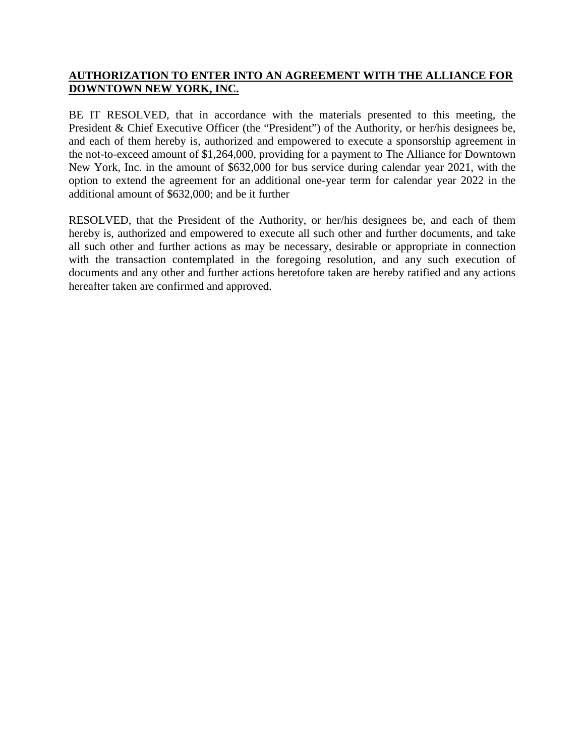**AUTHORIZATION TO ENTER INTO AN AGREEMENT WITH THE ALLIANCE FOR DOWNTOWN NEW YORK, INC.**

BE IT RESOLVED, that in accordance with the materials presented to this meeting, the President & Chief Executive Officer (the "President") of the Authority, or her/his designees be, and each of them hereby is, authorized and empowered to execute a sponsorship agreement in the not-to-exceed amount of $1,264,000, providing for a payment to The Alliance for Downtown New York, Inc. in the amount of $632,000 for bus service during calendar year 2021, with the option to extend the agreement for an additional one-year term for calendar year 2022 in the additional amount of $632,000; and be it further

RESOLVED, that the President of the Authority, or her/his designees be, and each of them hereby is, authorized and empowered to execute all such other and further documents, and take all such other and further actions as may be necessary, desirable or appropriate in connection with the transaction contemplated in the foregoing resolution, and any such execution of documents and any other and further actions heretofore taken are hereby ratified and any actions hereafter taken are confirmed and approved.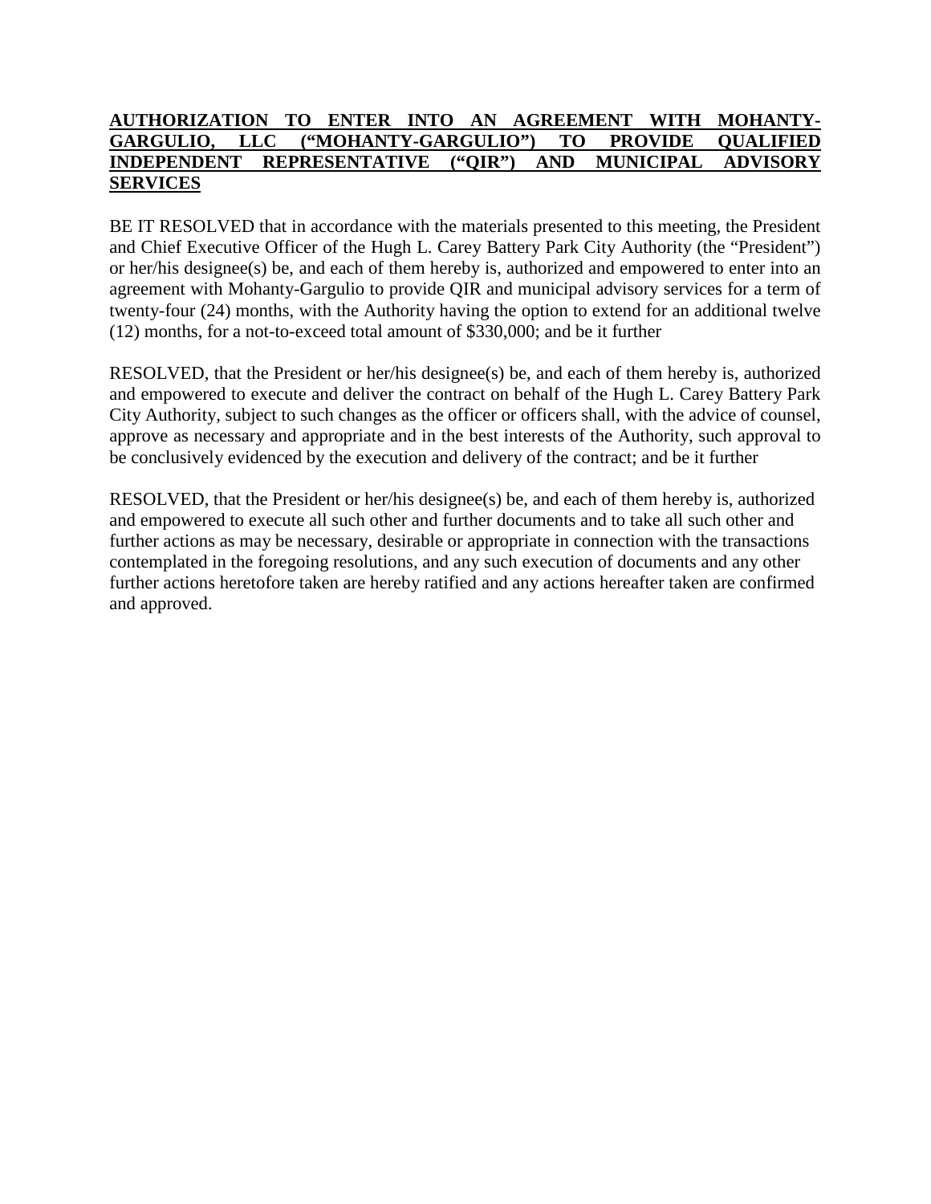**AUTHORIZATION TO ENTER INTO AN AGREEMENT WITH MOHANTY-GARGULIO, LLC ("MOHANTY-GARGULIO") TO PROVIDE QUALIFIED INDEPENDENT REPRESENTATIVE ("QIR") AND MUNICIPAL ADVISORY SERVICES**

BE IT RESOLVED that in accordance with the materials presented to this meeting, the President and Chief Executive Officer of the Hugh L. Carey Battery Park City Authority (the "President") or her/his designee(s) be, and each of them hereby is, authorized and empowered to enter into an agreement with Mohanty-Gargulio to provide QIR and municipal advisory services for a term of twenty-four (24) months, with the Authority having the option to extend for an additional twelve (12) months, for a not-to-exceed total amount of $330,000; and be it further

RESOLVED, that the President or her/his designee(s) be, and each of them hereby is, authorized and empowered to execute and deliver the contract on behalf of the Hugh L. Carey Battery Park City Authority, subject to such changes as the officer or officers shall, with the advice of counsel, approve as necessary and appropriate and in the best interests of the Authority, such approval to be conclusively evidenced by the execution and delivery of the contract; and be it further

RESOLVED, that the President or her/his designee(s) be, and each of them hereby is, authorized and empowered to execute all such other and further documents and to take all such other and further actions as may be necessary, desirable or appropriate in connection with the transactions contemplated in the foregoing resolutions, and any such execution of documents and any other further actions heretofore taken are hereby ratified and any actions hereafter taken are confirmed and approved.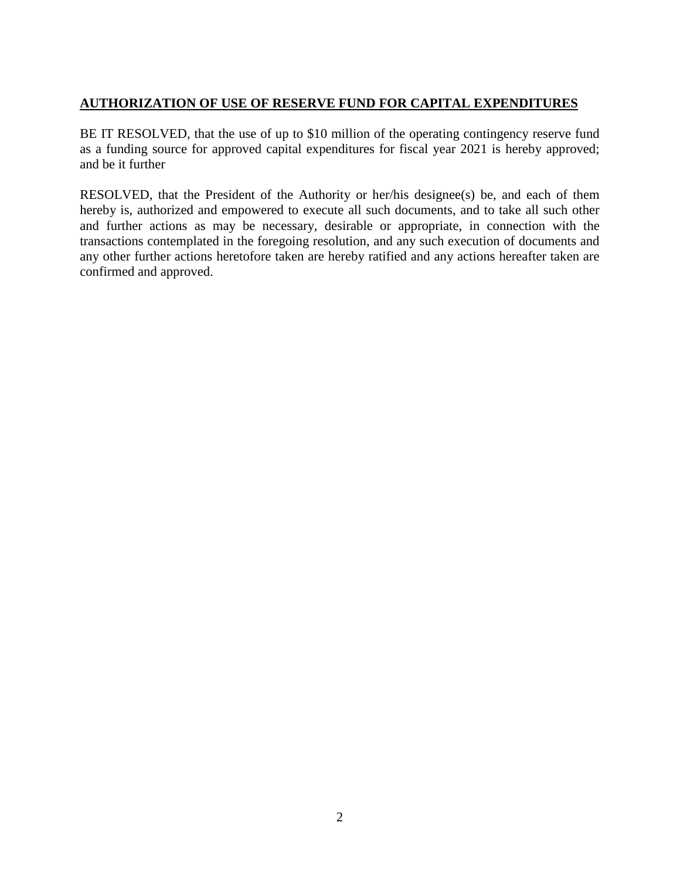**AUTHORIZATION OF USE OF RESERVE FUND FOR CAPITAL EXPENDITURES**

BE IT RESOLVED, that the use of up to $10 million of the operating contingency reserve fund as a funding source for approved capital expenditures for fiscal year 2021 is hereby approved; and be it further

RESOLVED, that the President of the Authority or her/his designee(s) be, and each of them hereby is, authorized and empowered to execute all such documents, and to take all such other and further actions as may be necessary, desirable or appropriate, in connection with the transactions contemplated in the foregoing resolution, and any such execution of documents and any other further actions heretofore taken are hereby ratified and any actions hereafter taken are confirmed and approved.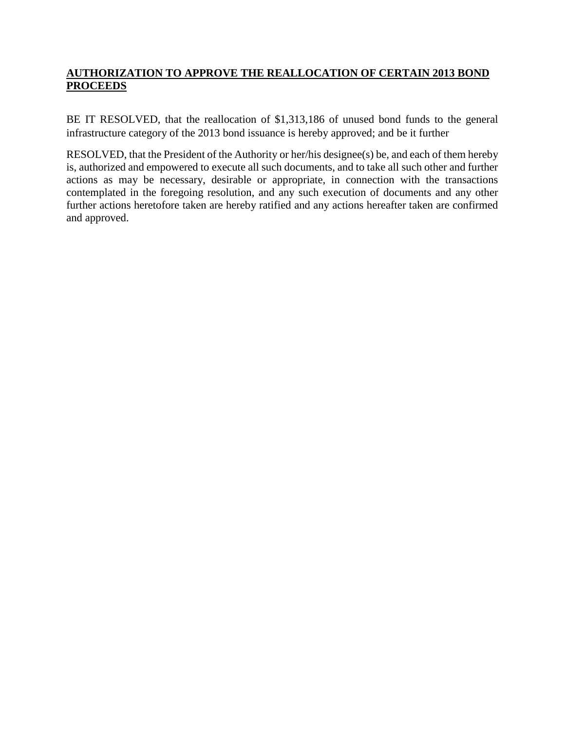**AUTHORIZATION TO APPROVE THE REALLOCATION OF CERTAIN 2013 BOND PROCEEDS**

BE IT RESOLVED, that the reallocation of $1,313,186 of unused bond funds to the general infrastructure category of the 2013 bond issuance is hereby approved; and be it further

RESOLVED, that the President of the Authority or her/his designee(s) be, and each of them hereby is, authorized and empowered to execute all such documents, and to take all such other and further actions as may be necessary, desirable or appropriate, in connection with the transactions contemplated in the foregoing resolution, and any such execution of documents and any other further actions heretofore taken are hereby ratified and any actions hereafter taken are confirmed and approved.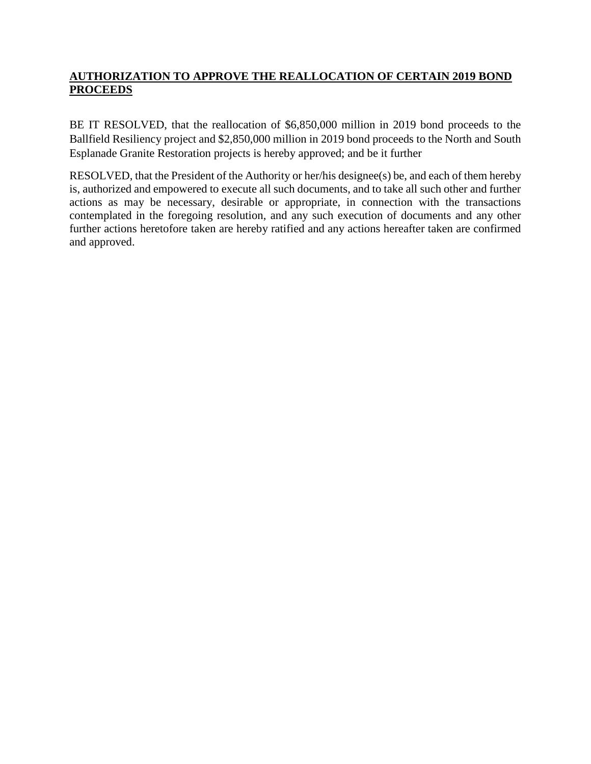**AUTHORIZATION TO APPROVE THE REALLOCATION OF CERTAIN 2019 BOND PROCEEDS**

BE IT RESOLVED, that the reallocation of $6,850,000 million in 2019 bond proceeds to the Ballfield Resiliency project and $2,850,000 million in 2019 bond proceeds to the North and South Esplanade Granite Restoration projects is hereby approved; and be it further

RESOLVED, that the President of the Authority or her/his designee(s) be, and each of them hereby is, authorized and empowered to execute all such documents, and to take all such other and further actions as may be necessary, desirable or appropriate, in connection with the transactions contemplated in the foregoing resolution, and any such execution of documents and any other further actions heretofore taken are hereby ratified and any actions hereafter taken are confirmed and approved.